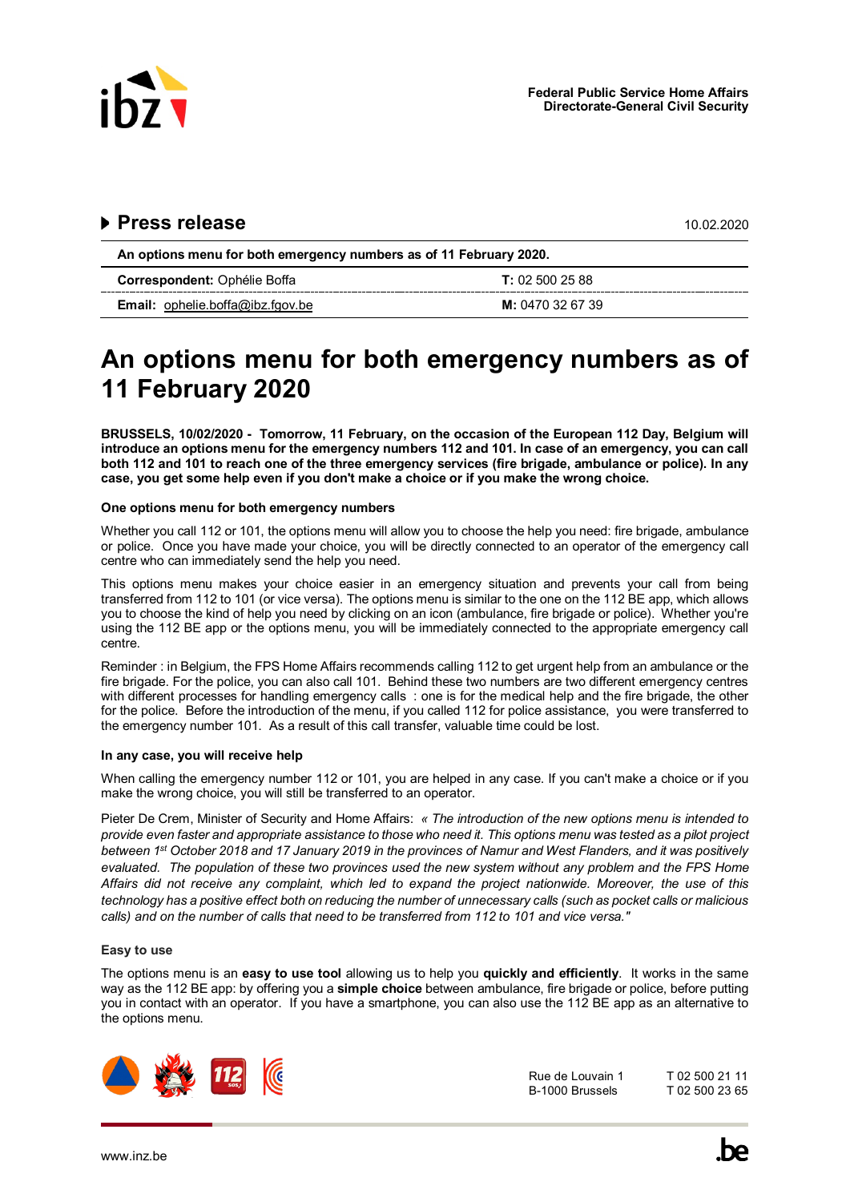**Federal Public Service Home Affairs**
**Directorate-General Civil Security**

## Press release

10.02.2020

| An options menu for both emergency numbers as of 11 February 2020. | |
|---|---|
| **Correspondent:** Ophélie Boffa | **T:** 02 500 25 88 |
| **Email:** ophelie.boffa@ibz.fgov.be | **M:** 0470 32 67 39 |

# An options menu for both emergency numbers as of 11 February 2020

**BRUSSELS, 10/02/2020 - Tomorrow, 11 February, on the occasion of the European 112 Day, Belgium will introduce an options menu for the emergency numbers 112 and 101. In case of an emergency, you can call both 112 and 101 to reach one of the three emergency services (fire brigade, ambulance or police). In any case, you get some help even if you don't make a choice or if you make the wrong choice.**

### One options menu for both emergency numbers

Whether you call 112 or 101, the options menu will allow you to choose the help you need: fire brigade, ambulance or police. Once you have made your choice, you will be directly connected to an operator of the emergency call centre who can immediately send the help you need.

This options menu makes your choice easier in an emergency situation and prevents your call from being transferred from 112 to 101 (or vice versa). The options menu is similar to the one on the 112 BE app, which allows you to choose the kind of help you need by clicking on an icon (ambulance, fire brigade or police). Whether you're using the 112 BE app or the options menu, you will be immediately connected to the appropriate emergency call centre.

Reminder : in Belgium, the FPS Home Affairs recommends calling 112 to get urgent help from an ambulance or the fire brigade. For the police, you can also call 101. Behind these two numbers are two different emergency centres with different processes for handling emergency calls : one is for the medical help and the fire brigade, the other for the police. Before the introduction of the menu, if you called 112 for police assistance, you were transferred to the emergency number 101. As a result of this call transfer, valuable time could be lost.

### In any case, you will receive help

When calling the emergency number 112 or 101, you are helped in any case. If you can't make a choice or if you make the wrong choice, you will still be transferred to an operator.

Pieter De Crem, Minister of Security and Home Affairs: *« The introduction of the new options menu is intended to provide even faster and appropriate assistance to those who need it. This options menu was tested as a pilot project between 1st October 2018 and 17 January 2019 in the provinces of Namur and West Flanders, and it was positively evaluated. The population of these two provinces used the new system without any problem and the FPS Home Affairs did not receive any complaint, which led to expand the project nationwide. Moreover, the use of this technology has a positive effect both on reducing the number of unnecessary calls (such as pocket calls or malicious calls) and on the number of calls that need to be transferred from 112 to 101 and vice versa."*

### Easy to use

The options menu is an **easy to use tool** allowing us to help you **quickly and efficiently**. It works in the same way as the 112 BE app: by offering you a **simple choice** between ambulance, fire brigade or police, before putting you in contact with an operator. If you have a smartphone, you can also use the 112 BE app as an alternative to the options menu.

Rue de Louvain 1
B-1000 Brussels

T 02 500 21 11
T 02 500 23 65

www.inz.be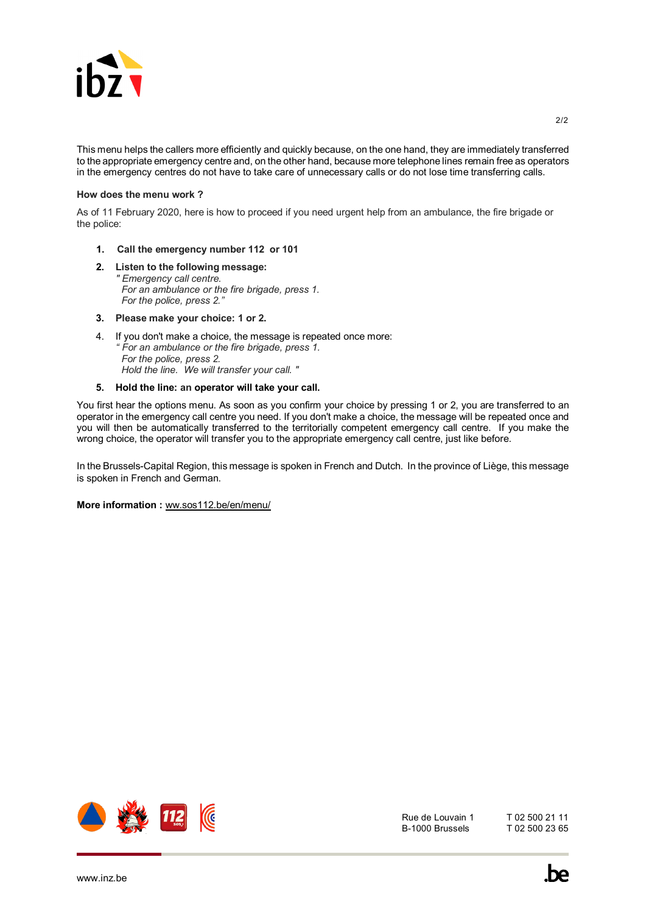This menu helps the callers more efficiently and quickly because, on the one hand, they are immediately transferred to the appropriate emergency centre and, on the other hand, because more telephone lines remain free as operators in the emergency centres do not have to take care of unnecessary calls or do not lose time transferring calls.

**How does the menu work ?**

As of 11 February 2020, here is how to proceed if you need urgent help from an ambulance, the fire brigade or the police:

1. **Call the emergency number 112 or 101**
2. **Listen to the following message:**
   *" Emergency call centre.*
   *For an ambulance or the fire brigade, press 1.*
   *For the police, press 2."*
3. **Please make your choice: 1 or 2.**
4. If you don't make a choice, the message is repeated once more:
   *" For an ambulance or the fire brigade, press 1.*
   *For the police, press 2.*
   *Hold the line. We will transfer your call. "*
5. **Hold the line:** an **operator will take your call.**

You first hear the options menu. As soon as you confirm your choice by pressing 1 or 2, you are transferred to an operator in the emergency call centre you need. If you don't make a choice, the message will be repeated once and you will then be automatically transferred to the territorially competent emergency call centre. If you make the wrong choice, the operator will transfer you to the appropriate emergency call centre, just like before.

In the Brussels-Capital Region, this message is spoken in French and Dutch. In the province of Liège, this message is spoken in French and German.

**More information :** ww.sos112.be/en/menu/

Rue de Louvain 1
B-1000 Brussels

T 02 500 21 11
T 02 500 23 65

www.inz.be